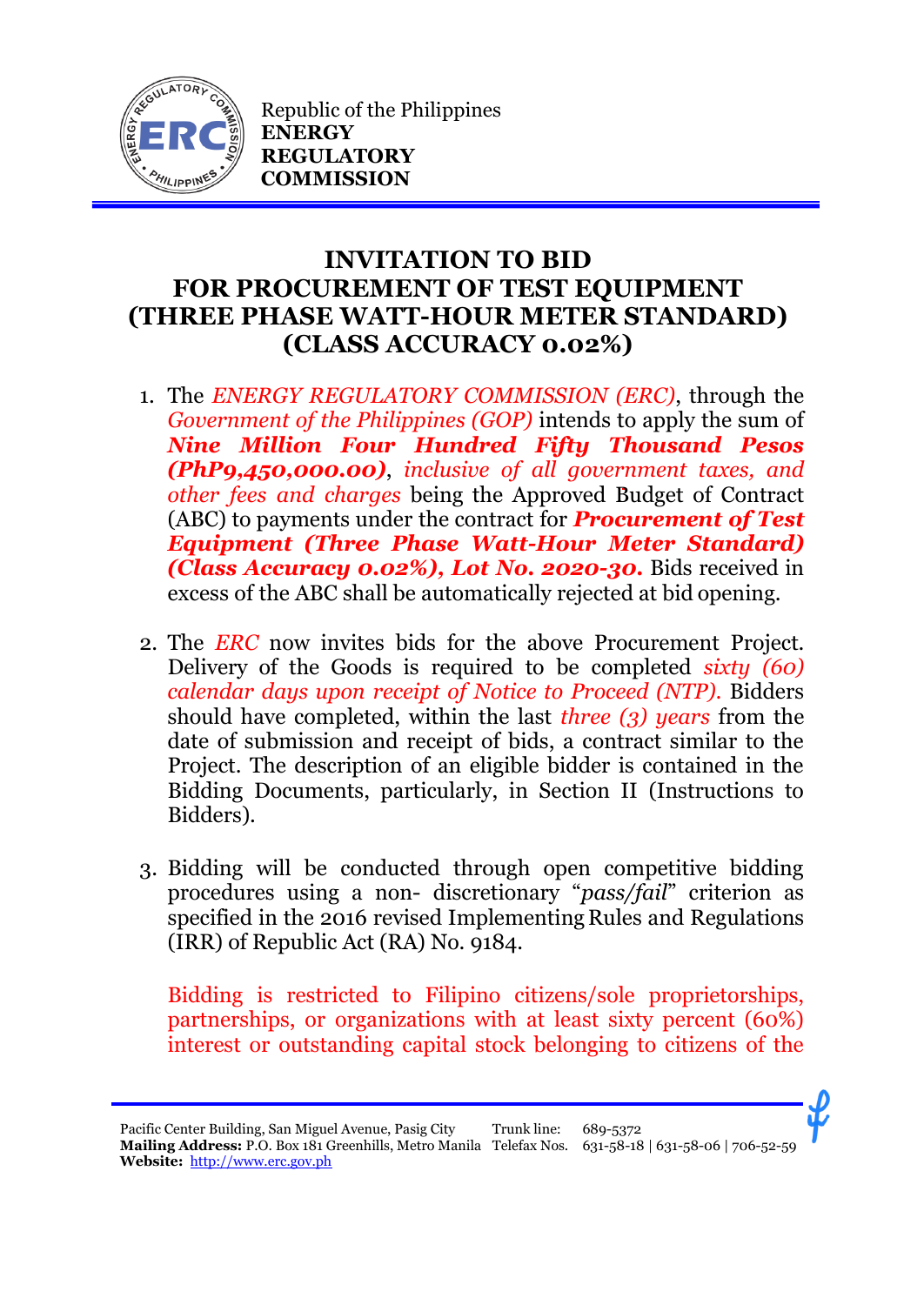Republic of the Philippines
**ENERGY REGULATORY COMMISSION**

# INVITATION TO BID FOR PROCUREMENT OF TEST EQUIPMENT (THREE PHASE WATT-HOUR METER STANDARD) (CLASS ACCURACY 0.02%)

1. The *ENERGY REGULATORY COMMISSION (ERC)*, through the *Government of the Philippines (GOP)* intends to apply the sum of ***Nine Million Four Hundred Fifty Thousand Pesos (PhP9,450,000.00)***, *inclusive of all government taxes, and other fees and charges* being the Approved Budget of Contract (ABC) to payments under the contract for ***Procurement of Test Equipment (Three Phase Watt-Hour Meter Standard) (Class Accuracy 0.02%), Lot No. 2020-30.*** Bids received in excess of the ABC shall be automatically rejected at bid opening.

2. The *ERC* now invites bids for the above Procurement Project. Delivery of the Goods is required to be completed *sixty (60) calendar days upon receipt of Notice to Proceed (NTP).* Bidders should have completed, within the last *three (3) years* from the date of submission and receipt of bids, a contract similar to the Project. The description of an eligible bidder is contained in the Bidding Documents, particularly, in Section II (Instructions to Bidders).

3. Bidding will be conducted through open competitive bidding procedures using a non- discretionary "*pass/fail*" criterion as specified in the 2016 revised Implementing Rules and Regulations (IRR) of Republic Act (RA) No. 9184.

   Bidding is restricted to Filipino citizens/sole proprietorships, partnerships, or organizations with at least sixty percent (60%) interest or outstanding capital stock belonging to citizens of the

Pacific Center Building, San Miguel Avenue, Pasig City
**Mailing Address:** P.O. Box 181 Greenhills, Metro Manila
**Website:** http://www.erc.gov.ph
Trunk line: 689-5372
Telefax Nos. 631-58-18 | 631-58-06 | 706-52-59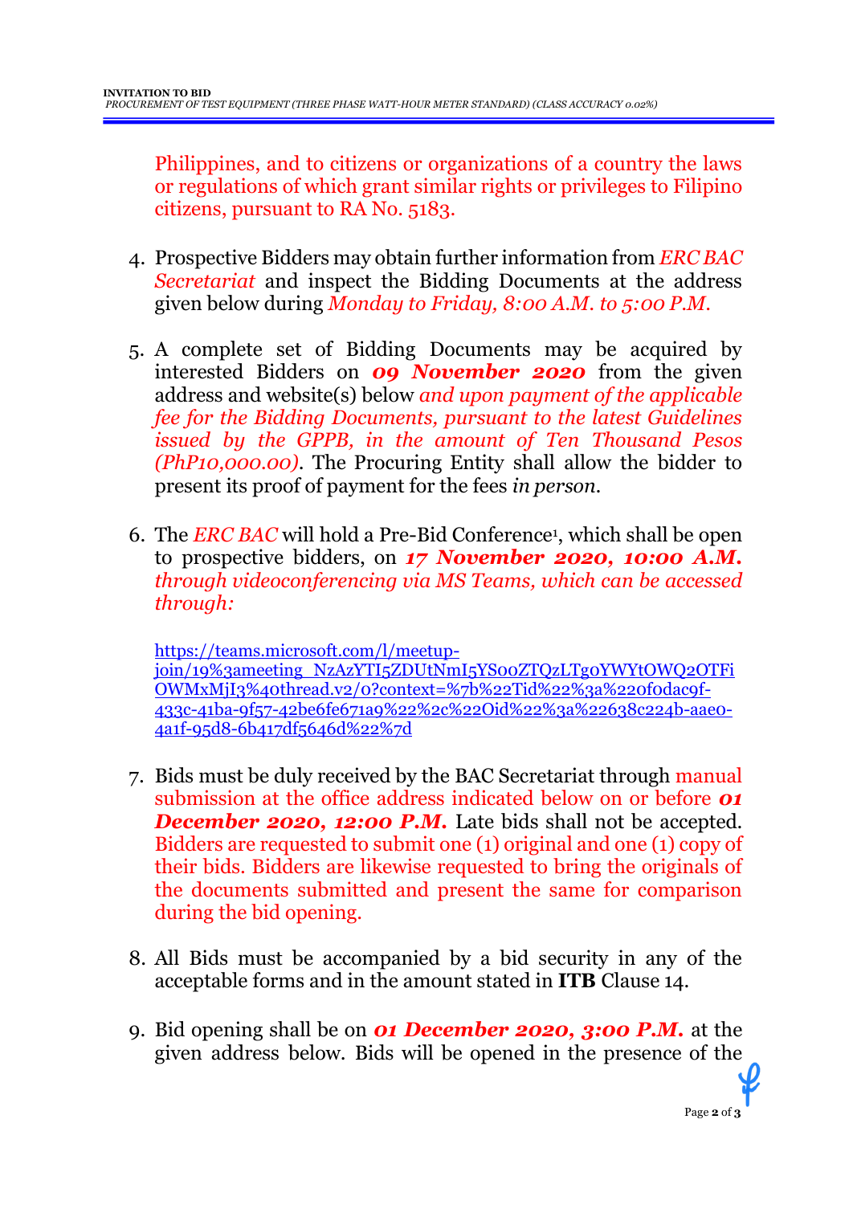Philippines, and to citizens or organizations of a country the laws or regulations of which grant similar rights or privileges to Filipino citizens, pursuant to RA No. 5183.

4. Prospective Bidders may obtain further information from *ERC BAC Secretariat* and inspect the Bidding Documents at the address given below during *Monday to Friday, 8:00 A.M. to 5:00 P.M.*

5. A complete set of Bidding Documents may be acquired by interested Bidders on ***09 November 2020*** from the given address and website(s) below *and upon payment of the applicable fee for the Bidding Documents, pursuant to the latest Guidelines issued by the GPPB, in the amount of Ten Thousand Pesos (PhP10,000.00)*. The Procuring Entity shall allow the bidder to present its proof of payment for the fees *in person*.

6. The *ERC BAC* will hold a Pre-Bid Conference[1], which shall be open to prospective bidders, on ***17 November 2020, 10:00 A.M.*** *through videoconferencing via MS Teams, which can be accessed through:*

   https://teams.microsoft.com/l/meetup-join/19%3ameeting_NzAzYTI5ZDUtNmI5YS00ZTQzLTg0YWYtOWQ2OTFiOWMxMjI3%40thread.v2/0?context=%7b%22Tid%22%3a%220f0dac9f-433c-41ba-9f57-42be6fe671a9%22%2c%22Oid%22%3a%22638c224b-aae0-4a1f-95d8-6b417df5646d%22%7d

7. Bids must be duly received by the BAC Secretariat through manual submission at the office address indicated below on or before ***01 December 2020, 12:00 P.M.*** Late bids shall not be accepted. Bidders are requested to submit one (1) original and one (1) copy of their bids. Bidders are likewise requested to bring the originals of the documents submitted and present the same for comparison during the bid opening.

8. All Bids must be accompanied by a bid security in any of the acceptable forms and in the amount stated in **ITB** Clause 14.

9. Bid opening shall be on ***01 December 2020, 3:00 P.M.*** at the given address below. Bids will be opened in the presence of the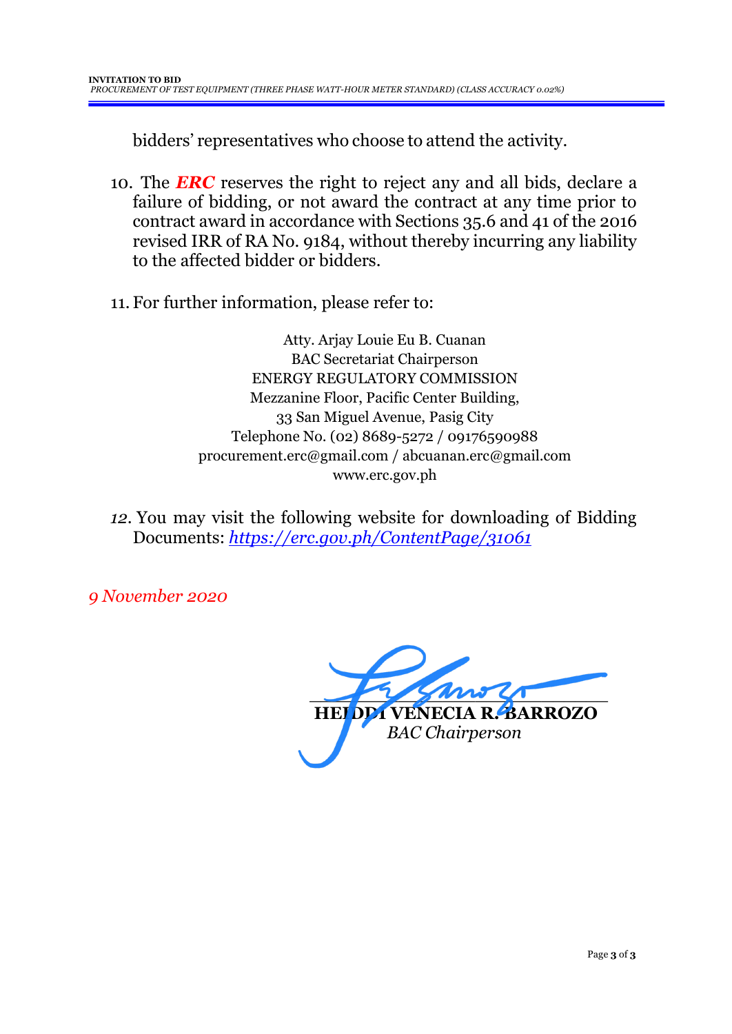bidders' representatives who choose to attend the activity.

10. The ***ERC*** reserves the right to reject any and all bids, declare a failure of bidding, or not award the contract at any time prior to contract award in accordance with Sections 35.6 and 41 of the 2016 revised IRR of RA No. 9184, without thereby incurring any liability to the affected bidder or bidders.

11. For further information, please refer to:

Atty. Arjay Louie Eu B. Cuanan
BAC Secretariat Chairperson
ENERGY REGULATORY COMMISSION
Mezzanine Floor, Pacific Center Building,
33 San Miguel Avenue, Pasig City
Telephone No. (02) 8689-5272 / 09176590988
procurement.erc@gmail.com / abcuanan.erc@gmail.com
www.erc.gov.ph

12. You may visit the following website for downloading of Bidding Documents: *https://erc.gov.ph/ContentPage/31061*

*9 November 2020*

**HEIDDI VENECIA R. BARROZO**
*BAC Chairperson*